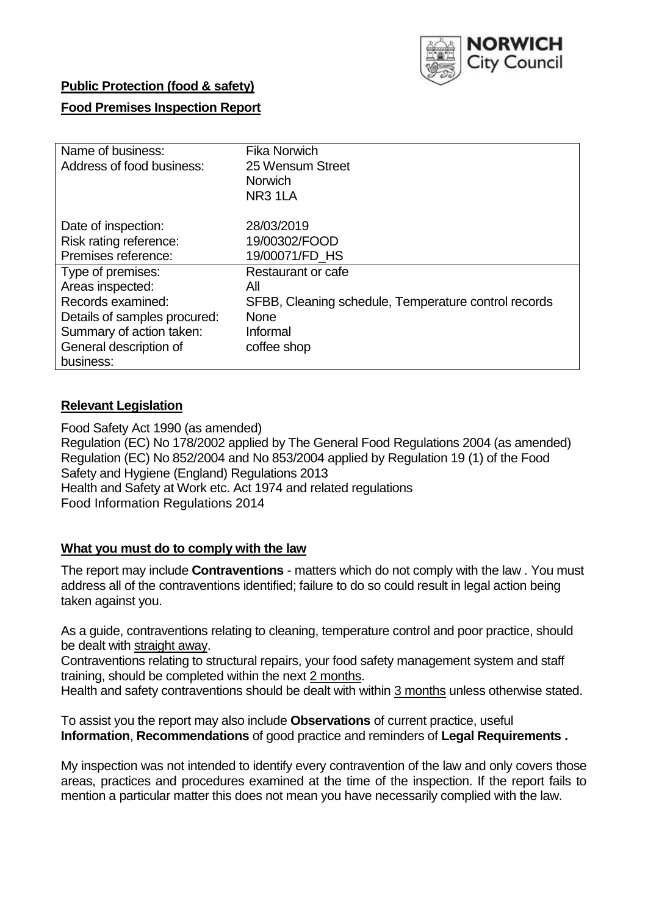NORWICH City Council

**Public Protection (food & safety)**

**Food Premises Inspection Report**

| | |
|---|---|
| Name of business: | Fika Norwich |
| Address of food business: | 25 Wensum Street<br>Norwich<br>NR3 1LA |
| Date of inspection: | 28/03/2019 |
| Risk rating reference: | 19/00302/FOOD |
| Premises reference: | 19/00071/FD_HS |
| Type of premises: | Restaurant or cafe |
| Areas inspected: | All |
| Records examined: | SFBB, Cleaning schedule, Temperature control records |
| Details of samples procured: | None |
| Summary of action taken: | Informal |
| General description of business: | coffee shop |

## Relevant Legislation

Food Safety Act 1990 (as amended)
Regulation (EC) No 178/2002 applied by The General Food Regulations 2004 (as amended)
Regulation (EC) No 852/2004 and No 853/2004 applied by Regulation 19 (1) of the Food Safety and Hygiene (England) Regulations 2013
Health and Safety at Work etc. Act 1974 and related regulations
Food Information Regulations 2014

## What you must do to comply with the law

The report may include **Contraventions** - matters which do not comply with the law . You must address all of the contraventions identified; failure to do so could result in legal action being taken against you.

As a guide, contraventions relating to cleaning, temperature control and poor practice, should be dealt with straight away.
Contraventions relating to structural repairs, your food safety management system and staff training, should be completed within the next 2 months.
Health and safety contraventions should be dealt with within 3 months unless otherwise stated.

To assist you the report may also include **Observations** of current practice, useful **Information**, **Recommendations** of good practice and reminders of **Legal Requirements .**

My inspection was not intended to identify every contravention of the law and only covers those areas, practices and procedures examined at the time of the inspection. If the report fails to mention a particular matter this does not mean you have necessarily complied with the law.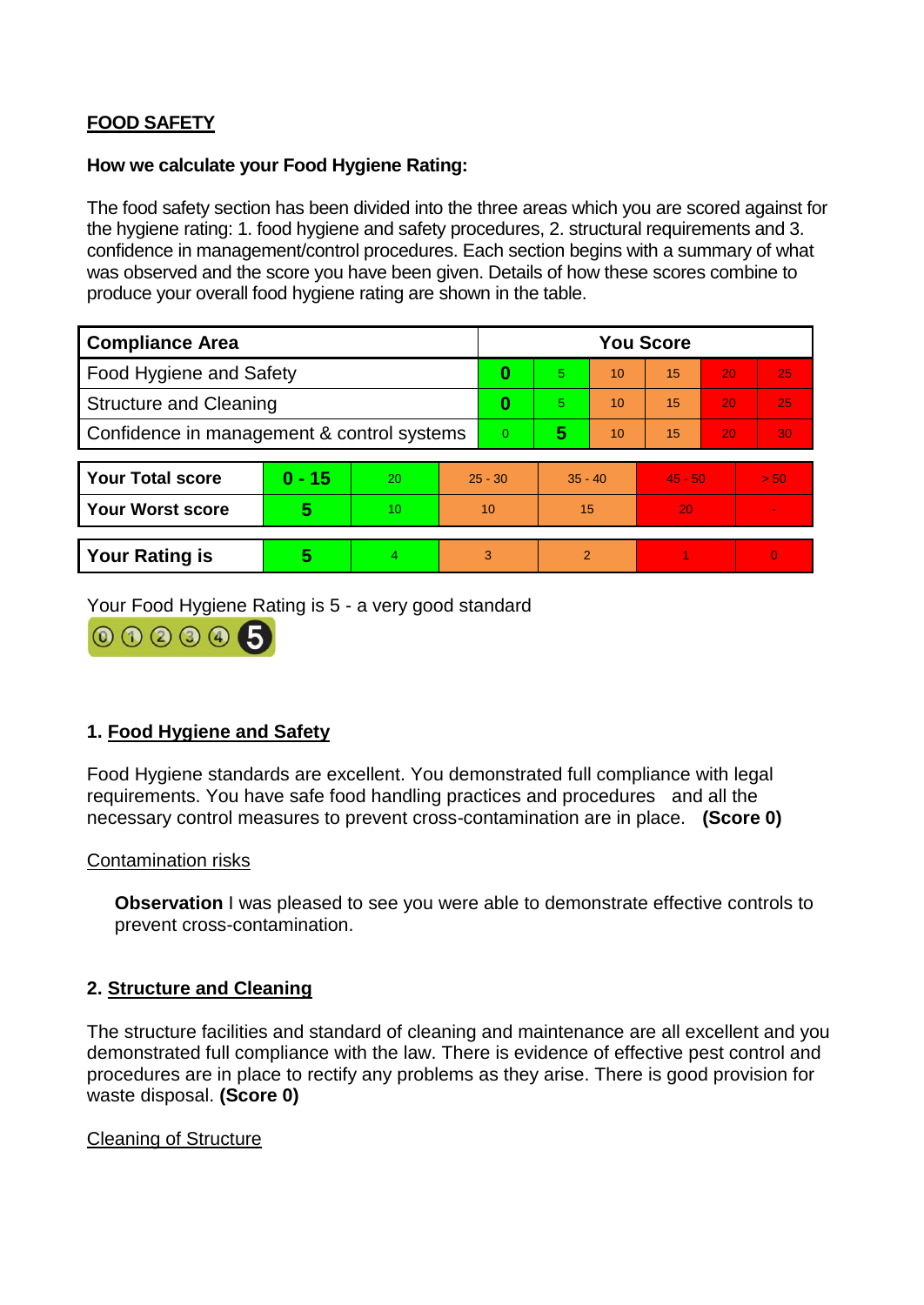## FOOD SAFETY

**How we calculate your Food Hygiene Rating:**

The food safety section has been divided into the three areas which you are scored against for the hygiene rating: 1. food hygiene and safety procedures, 2. structural requirements and 3. confidence in management/control procedures. Each section begins with a summary of what was observed and the score you have been given. Details of how these scores combine to produce your overall food hygiene rating are shown in the table.

| Compliance Area | You Score | | | | | |
|---|---|---|---|---|---|---|
| Food Hygiene and Safety | **0** | 5 | 10 | 15 | 20 | 25 |
| Structure and Cleaning | **0** | 5 | 10 | 15 | 20 | 25 |
| Confidence in management & control systems | 0 | **5** | 10 | 15 | 20 | 30 |

| | | | | | | |
|---|---|---|---|---|---|---|
| **Your Total score** | **0 - 15** | 20 | 25 - 30 | 35 - 40 | 45 - 50 | > 50 |
| **Your Worst score** | **5** | 10 | 10 | 15 | 20 | - |

| | | | | | | |
|---|---|---|---|---|---|---|
| **Your Rating is** | **5** | 4 | 3 | 2 | 1 | 0 |

Your Food Hygiene Rating is 5 - a very good standard

## 1. Food Hygiene and Safety

Food Hygiene standards are excellent. You demonstrated full compliance with legal requirements. You have safe food handling practices and procedures and all the necessary control measures to prevent cross-contamination are in place. **(Score 0)**

Contamination risks

**Observation** I was pleased to see you were able to demonstrate effective controls to prevent cross-contamination.

## 2. Structure and Cleaning

The structure facilities and standard of cleaning and maintenance are all excellent and you demonstrated full compliance with the law. There is evidence of effective pest control and procedures are in place to rectify any problems as they arise. There is good provision for waste disposal. **(Score 0)**

Cleaning of Structure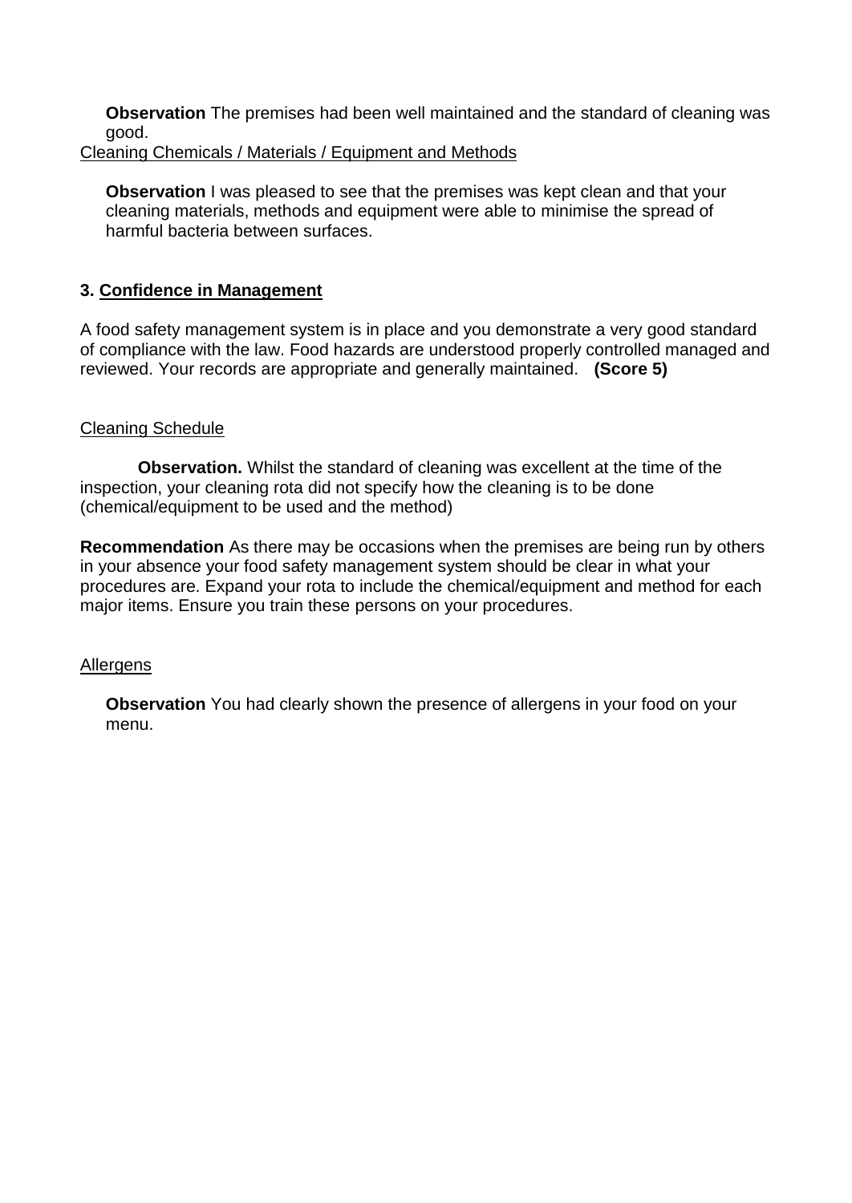**Observation** The premises had been well maintained and the standard of cleaning was good.

Cleaning Chemicals / Materials / Equipment and Methods

**Observation** I was pleased to see that the premises was kept clean and that your cleaning materials, methods and equipment were able to minimise the spread of harmful bacteria between surfaces.

## 3. Confidence in Management

A food safety management system is in place and you demonstrate a very good standard of compliance with the law. Food hazards are understood properly controlled managed and reviewed. Your records are appropriate and generally maintained. **(Score 5)**

Cleaning Schedule

**Observation.** Whilst the standard of cleaning was excellent at the time of the inspection, your cleaning rota did not specify how the cleaning is to be done (chemical/equipment to be used and the method)

**Recommendation** As there may be occasions when the premises are being run by others in your absence your food safety management system should be clear in what your procedures are. Expand your rota to include the chemical/equipment and method for each major items. Ensure you train these persons on your procedures.

Allergens

**Observation** You had clearly shown the presence of allergens in your food on your menu.